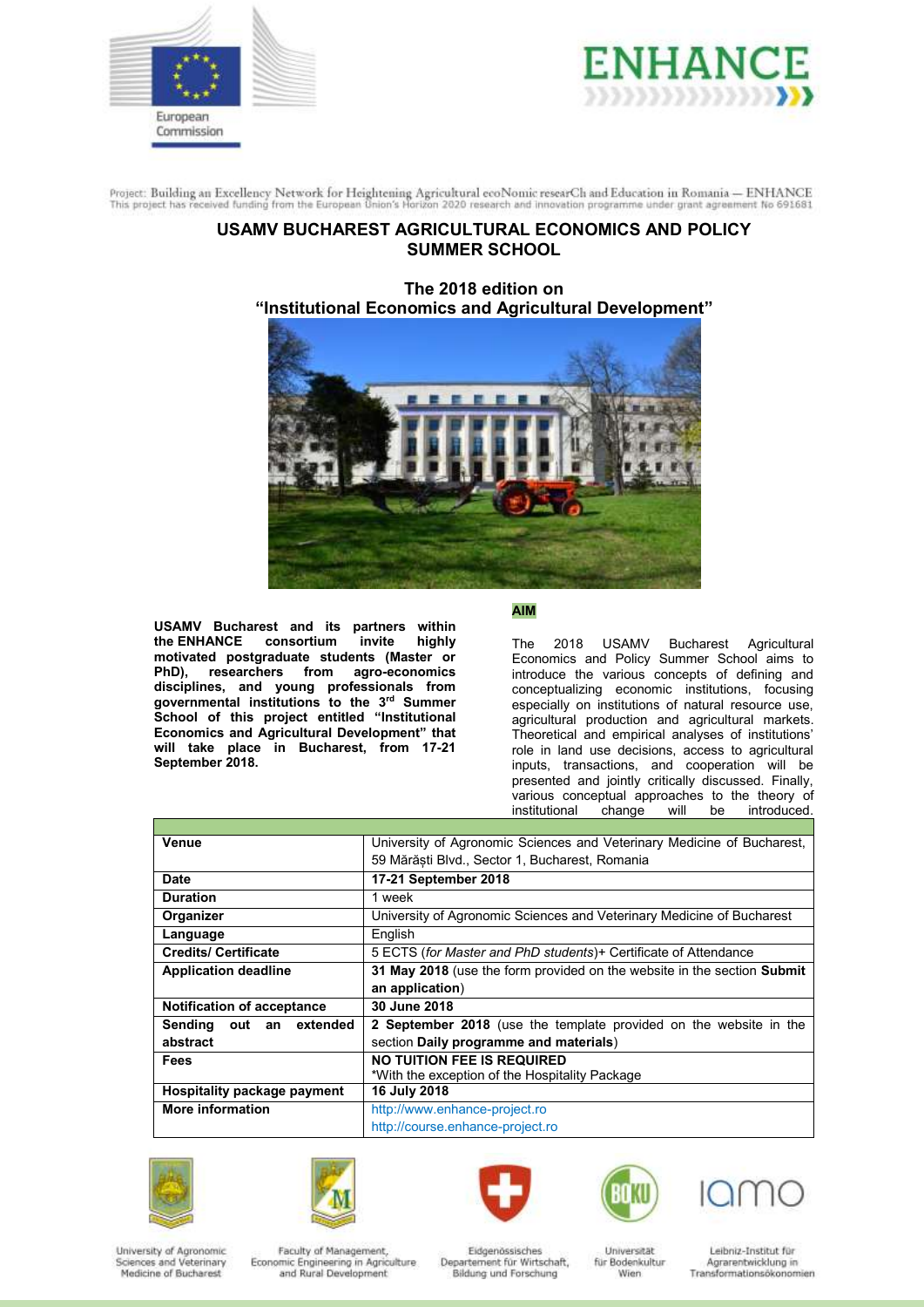Project: Building an Excellency Network for Heightening Agricultural ecoNomic researCh and Education in Romania — ENHANCE
This project has received funding from the European Union's Horizon 2020 research and innovation programme under grant agreement No 691681

# USAMV BUCHAREST AGRICULTURAL ECONOMICS AND POLICY SUMMER SCHOOL

## The 2018 edition on "Institutional Economics and Agricultural Development"

**USAMV Bucharest and its partners within the ENHANCE consortium invite highly motivated postgraduate students (Master or PhD), researchers from agro-economics disciplines, and young professionals from governmental institutions to the 3rd Summer School of this project entitled "Institutional Economics and Agricultural Development" that will take place in Bucharest, from 17-21 September 2018.**

**AIM**

The 2018 USAMV Bucharest Agricultural Economics and Policy Summer School aims to introduce the various concepts of defining and conceptualizing economic institutions, focusing especially on institutions of natural resource use, agricultural production and agricultural markets. Theoretical and empirical analyses of institutions' role in land use decisions, access to agricultural inputs, transactions, and cooperation will be presented and jointly critically discussed. Finally, various conceptual approaches to the theory of institutional change will be introduced.

| | |
|---|---|
| **Venue** | University of Agronomic Sciences and Veterinary Medicine of Bucharest, 59 Mărăști Blvd., Sector 1, Bucharest, Romania |
| **Date** | **17-21 September 2018** |
| **Duration** | 1 week |
| **Organizer** | University of Agronomic Sciences and Veterinary Medicine of Bucharest |
| **Language** | English |
| **Credits/ Certificate** | 5 ECTS (*for Master and PhD students*)+ Certificate of Attendance |
| **Application deadline** | **31 May 2018** (use the form provided on the website in the section **Submit an application**) |
| **Notification of acceptance** | **30 June 2018** |
| **Sending out an extended abstract** | **2 September 2018** (use the template provided on the website in the section **Daily programme and materials**) |
| **Fees** | **NO TUITION FEE IS REQUIRED**<br>*With the exception of the Hospitality Package |
| **Hospitality package payment** | **16 July 2018** |
| **More information** | http://www.enhance-project.ro<br>http://course.enhance-project.ro |

University of Agronomic Sciences and Veterinary Medicine of Bucharest — Faculty of Management, Economic Engineering in Agriculture and Rural Development — Eidgenössisches Departement für Wirtschaft, Bildung und Forschung — Universität für Bodenkultur Wien — Leibniz-Institut für Agrarentwicklung in Transformationsökonomien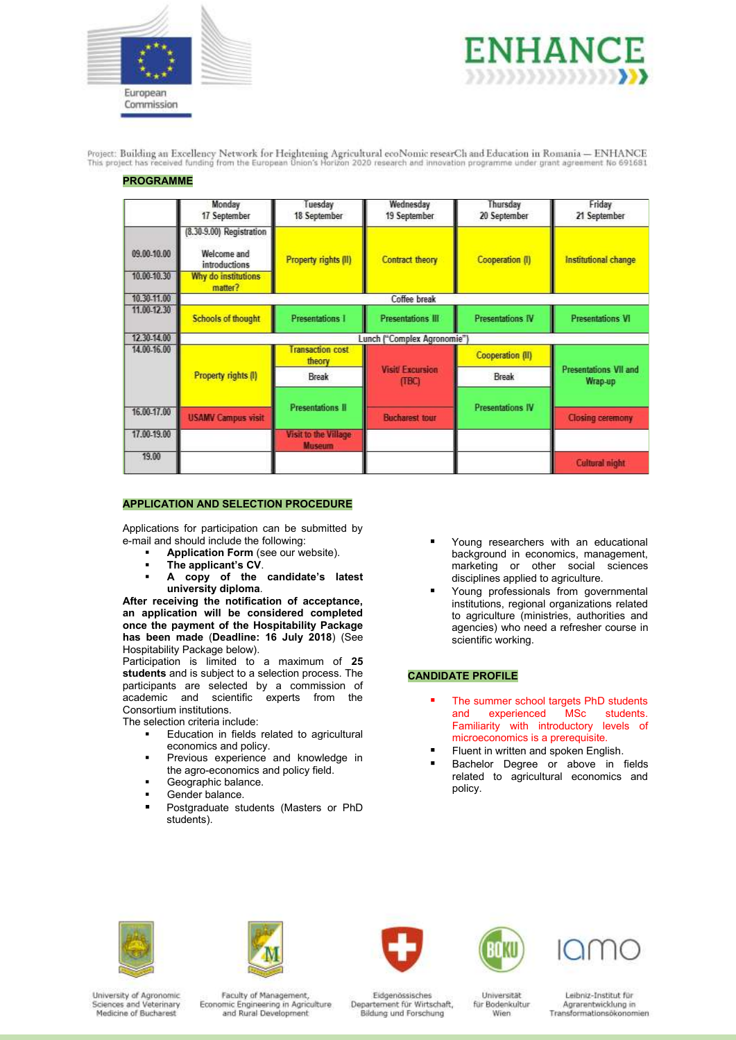Project: Building an Excellency Network for Heightening Agricultural ecoNomic researCh and Education in Romania – ENHANCE
This project has received funding from the European Union's Horizon 2020 research and innovation programme under grant agreement No 691681

## PROGRAMME

| | Monday 17 September | Tuesday 18 September | Wednesday 19 September | Thursday 20 September | Friday 21 September |
|---|---|---|---|---|---|
| 09.00-10.00 | (8.30-9.00) Registration; Welcome and introductions | Property rights (II) | Contract theory | Cooperation (I) | Institutional change |
| 10.00-10.30 | Why do institutions matter? | | | | |
| 10.30-11.00 | Coffee break | | | | |
| 11.00-12.30 | Schools of thought | Presentations I | Presentations III | Presentations IV | Presentations VI |
| 12.30-14.00 | Lunch ("Complex Agronomie") | | | | |
| 14.00-16.00 | Property rights (I) | Transaction cost theory; Break; Presentations II | Visit/ Excursion (TBC) | Cooperation (II); Break; Presentations IV | Presentations VII and Wrap-up |
| 16.00-17.00 | USAMV Campus visit | | Bucharest tour | | Closing ceremony |
| 17.00-19.00 | | Visit to the Village Museum | | | |
| 19.00 | | | | | Cultural night |

## APPLICATION AND SELECTION PROCEDURE

Applications for participation can be submitted by e-mail and should include the following:

- **Application Form** (see our website).
- **The applicant's CV**.
- **A copy of the candidate's latest university diploma**.

**After receiving the notification of acceptance, an application will be considered completed once the payment of the Hospitability Package has been made** (**Deadline: 16 July 2018**) (See Hospitability Package below).

Participation is limited to a maximum of **25 students** and is subject to a selection process. The participants are selected by a commission of academic and scientific experts from the Consortium institutions.

The selection criteria include:

- Education in fields related to agricultural economics and policy.
- Previous experience and knowledge in the agro-economics and policy field.
- Geographic balance.
- Gender balance.
- Postgraduate students (Masters or PhD students).
- Young researchers with an educational background in economics, management, marketing or other social sciences disciplines applied to agriculture.
- Young professionals from governmental institutions, regional organizations related to agriculture (ministries, authorities and agencies) who need a refresher course in scientific working.

## CANDIDATE PROFILE

- The summer school targets PhD students and experienced MSc students. Familiarity with introductory levels of microeconomics is a prerequisite.
- Fluent in written and spoken English.
- Bachelor Degree or above in fields related to agricultural economics and policy.

University of Agronomic Sciences and Veterinary Medicine of Bucharest | Faculty of Management, Economic Engineering in Agriculture and Rural Development | Eidgenössisches Departement für Wirtschaft, Bildung und Forschung | Universität für Bodenkultur Wien | Leibniz-Institut für Agrarentwicklung in Transformationsökonomien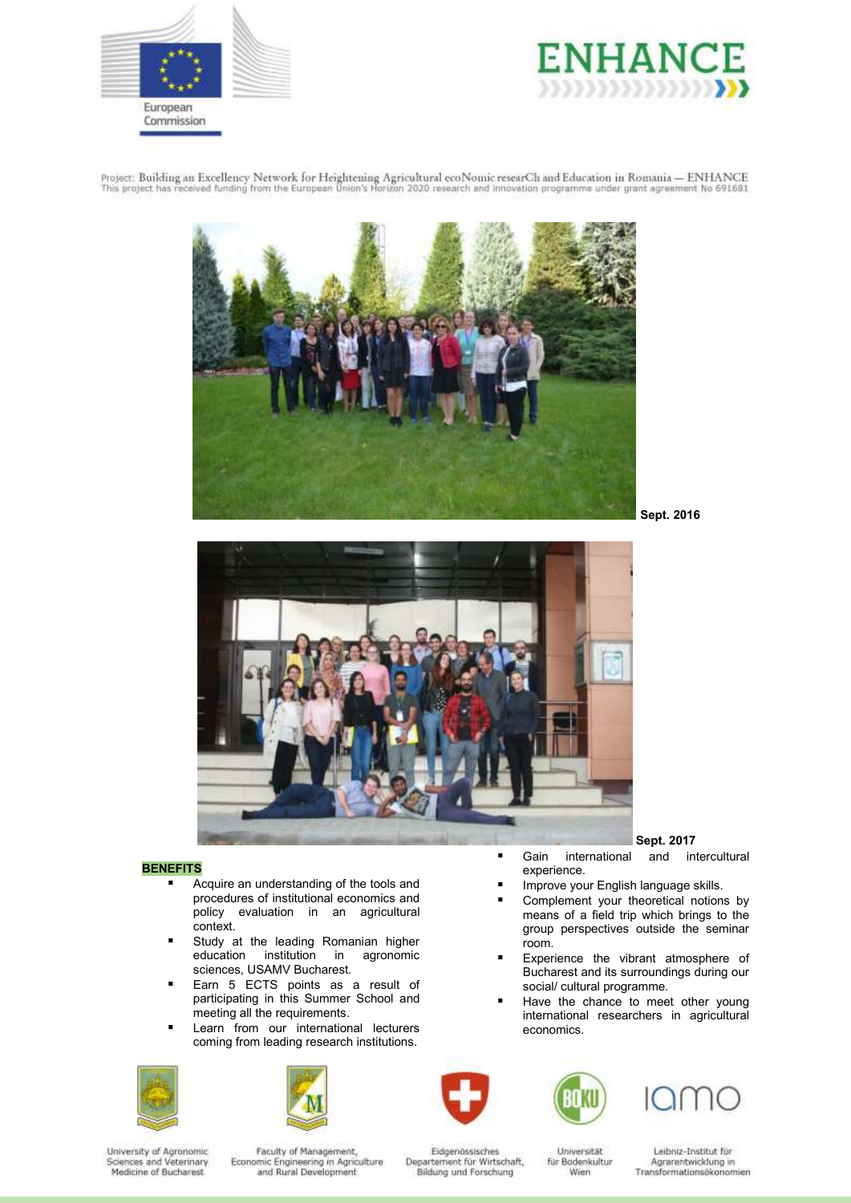European Commission

# ENHANCE

Project: Building an Excellency Network for Heightening Agricultural ecoNomic researCh and Education in Romania — ENHANCE
This project has received funding from the European Union's Horizon 2020 research and innovation programme under grant agreement No 691681

Sept. 2016

Sept. 2017

**BENEFITS**

- Acquire an understanding of the tools and procedures of institutional economics and policy evaluation in an agricultural context.
- Study at the leading Romanian higher education institution in agronomic sciences, USAMV Bucharest.
- Earn 5 ECTS points as a result of participating in this Summer School and meeting all the requirements.
- Learn from our international lecturers coming from leading research institutions.
- Gain international and intercultural experience.
- Improve your English language skills.
- Complement your theoretical notions by means of a field trip which brings to the group perspectives outside the seminar room.
- Experience the vibrant atmosphere of Bucharest and its surroundings during our social/ cultural programme.
- Have the chance to meet other young international researchers in agricultural economics.

University of Agronomic Sciences and Veterinary Medicine of Bucharest

Faculty of Management, Economic Engineering in Agriculture and Rural Development

Eidgenössisches Departement für Wirtschaft, Bildung und Forschung

Universität für Bodenkultur Wien

Leibniz-Institut für Agrarentwicklung in Transformationsökonomien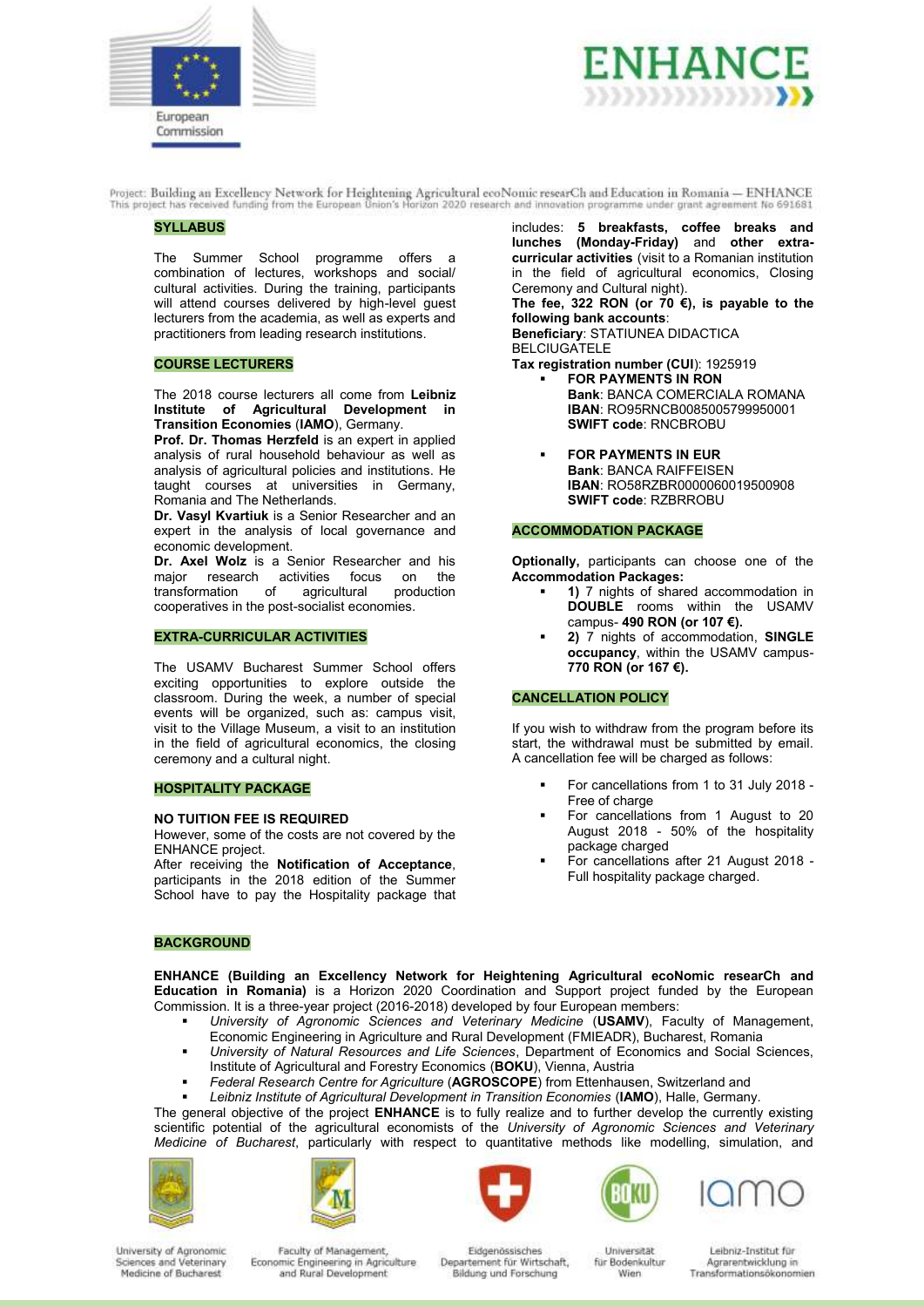Project: Building an Excellency Network for Heightening Agricultural ecoNomic researCh and Education in Romania — ENHANCE
This project has received funding from the European Union's Horizon 2020 research and innovation programme under grant agreement No 691681

## SYLLABUS

The Summer School programme offers a combination of lectures, workshops and social/ cultural activities. During the training, participants will attend courses delivered by high-level guest lecturers from the academia, as well as experts and practitioners from leading research institutions.

## COURSE LECTURERS

The 2018 course lecturers all come from **Leibniz Institute of Agricultural Development in Transition Economies** (**IAMO**), Germany.

**Prof. Dr. Thomas Herzfeld** is an expert in applied analysis of rural household behaviour as well as analysis of agricultural policies and institutions. He taught courses at universities in Germany, Romania and The Netherlands.

**Dr. Vasyl Kvartiuk** is a Senior Researcher and an expert in the analysis of local governance and economic development.

**Dr. Axel Wolz** is a Senior Researcher and his major research activities focus on the transformation of agricultural production cooperatives in the post-socialist economies.

## EXTRA-CURRICULAR ACTIVITIES

The USAMV Bucharest Summer School offers exciting opportunities to explore outside the classroom. During the week, a number of special events will be organized, such as: campus visit, visit to the Village Museum, a visit to an institution in the field of agricultural economics, the closing ceremony and a cultural night.

## HOSPITALITY PACKAGE

**NO TUITION FEE IS REQUIRED**

However, some of the costs are not covered by the ENHANCE project.

After receiving the **Notification of Acceptance**, participants in the 2018 edition of the Summer School have to pay the Hospitality package that includes: **5 breakfasts, coffee breaks and lunches (Monday-Friday)** and **other extra-curricular activities** (visit to a Romanian institution in the field of agricultural economics, Closing Ceremony and Cultural night).

**The fee, 322 RON (or 70 €), is payable to the following bank accounts**:

**Beneficiary**: STATIUNEA DIDACTICA BELCIUGATELE

**Tax registration number (CUI)**: 1925919

- **FOR PAYMENTS IN RON**
  **Bank**: BANCA COMERCIALA ROMANA
  **IBAN**: RO95RNCB0085005799950001
  **SWIFT code**: RNCBROBU

- **FOR PAYMENTS IN EUR**
  **Bank**: BANCA RAIFFEISEN
  **IBAN**: RO58RZBR0000060019500908
  **SWIFT code**: RZBRROBU

## ACCOMMODATION PACKAGE

**Optionally,** participants can choose one of the **Accommodation Packages:**

- **1)** 7 nights of shared accommodation in **DOUBLE** rooms within the USAMV campus- **490 RON (or 107 €).**
- **2)** 7 nights of accommodation, **SINGLE occupancy**, within the USAMV campus- **770 RON (or 167 €).**

## CANCELLATION POLICY

If you wish to withdraw from the program before its start, the withdrawal must be submitted by email. A cancellation fee will be charged as follows:

- For cancellations from 1 to 31 July 2018 - Free of charge
- For cancellations from 1 August to 20 August 2018 - 50% of the hospitality package charged
- For cancellations after 21 August 2018 - Full hospitality package charged.

## BACKGROUND

**ENHANCE (Building an Excellency Network for Heightening Agricultural ecoNomic researCh and Education in Romania)** is a Horizon 2020 Coordination and Support project funded by the European Commission. It is a three-year project (2016-2018) developed by four European members:

- *University of Agronomic Sciences and Veterinary Medicine* (**USAMV**), Faculty of Management, Economic Engineering in Agriculture and Rural Development (FMIEADR), Bucharest, Romania
- *University of Natural Resources and Life Sciences*, Department of Economics and Social Sciences, Institute of Agricultural and Forestry Economics (**BOKU**), Vienna, Austria
- *Federal Research Centre for Agriculture* (**AGROSCOPE**) from Ettenhausen, Switzerland and
- *Leibniz Institute of Agricultural Development in Transition Economies* (**IAMO**), Halle, Germany.

The general objective of the project **ENHANCE** is to fully realize and to further develop the currently existing scientific potential of the agricultural economists of the *University of Agronomic Sciences and Veterinary Medicine of Bucharest*, particularly with respect to quantitative methods like modelling, simulation, and

University of Agronomic Sciences and Veterinary Medicine of Bucharest | Faculty of Management, Economic Engineering in Agriculture and Rural Development | Eidgenössisches Departement für Wirtschaft, Bildung und Forschung | Universität für Bodenkultur Wien | Leibniz-Institut für Agrarentwicklung in Transformationsökonomien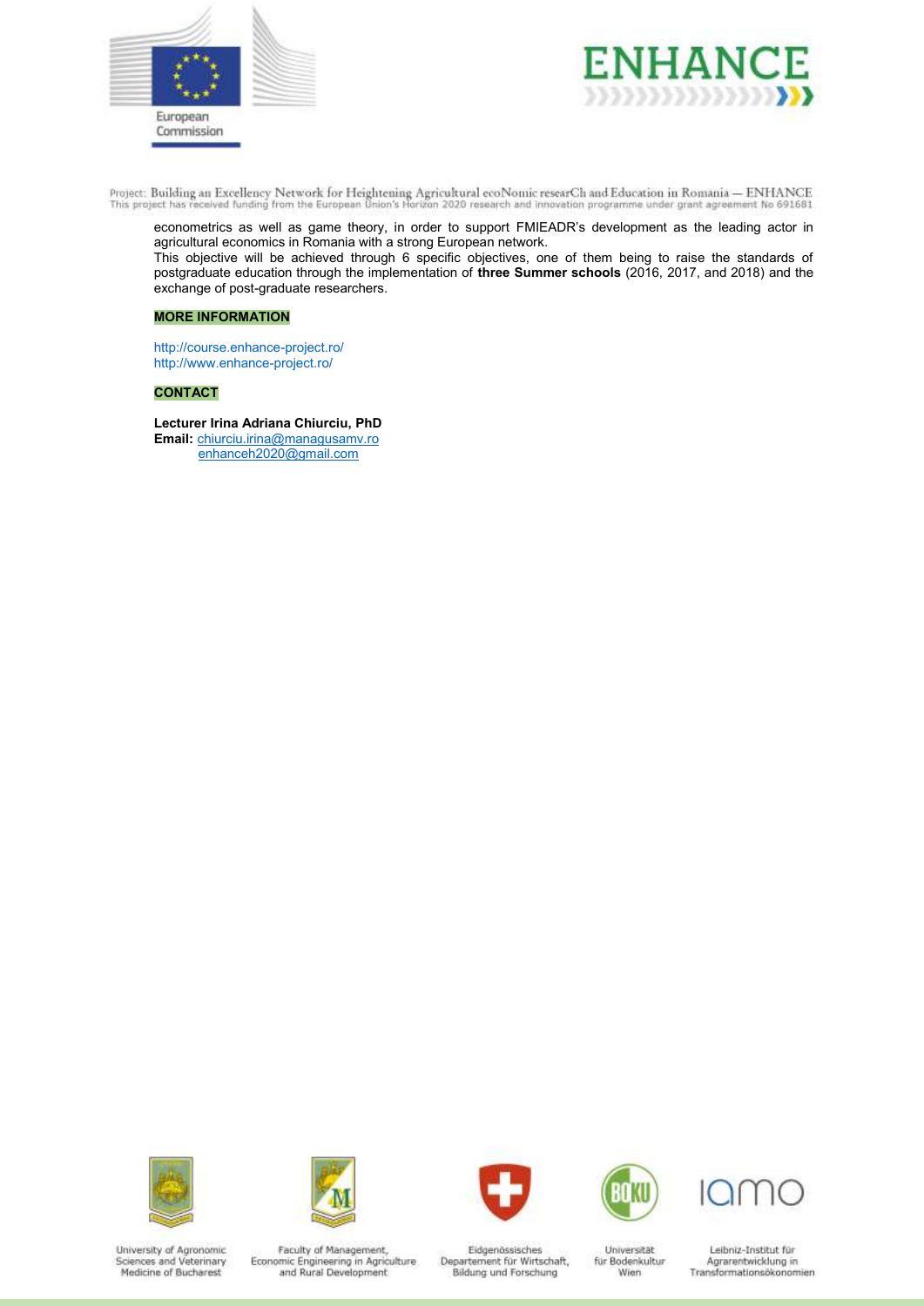econometrics as well as game theory, in order to support FMIEADR's development as the leading actor in agricultural economics in Romania with a strong European network.

This objective will be achieved through 6 specific objectives, one of them being to raise the standards of postgraduate education through the implementation of **three Summer schools** (2016, 2017, and 2018) and the exchange of post-graduate researchers.

**MORE INFORMATION**

http://course.enhance-project.ro/
http://www.enhance-project.ro/

**CONTACT**

**Lecturer Irina Adriana Chiurciu, PhD**
**Email:** chiurciu.irina@managusamv.ro
enhanceh2020@gmail.com